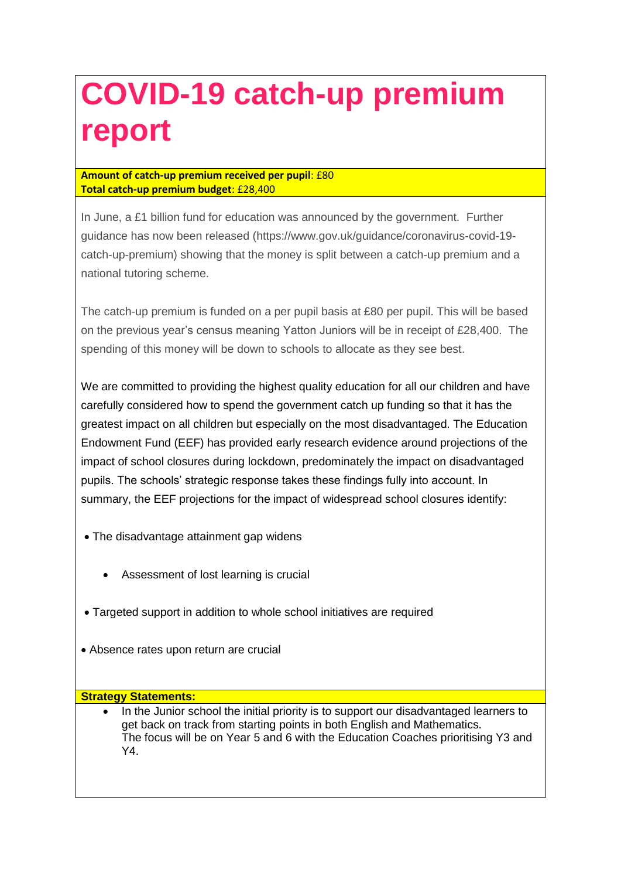# COVID-19 catch-up premium report

**Amount of catch-up premium received per pupil**: £80
**Total catch-up premium budget**: £28,400

In June, a £1 billion fund for education was announced by the government. Further guidance has now been released (https://www.gov.uk/guidance/coronavirus-covid-19-catch-up-premium) showing that the money is split between a catch-up premium and a national tutoring scheme.

The catch-up premium is funded on a per pupil basis at £80 per pupil. This will be based on the previous year's census meaning Yatton Juniors will be in receipt of £28,400. The spending of this money will be down to schools to allocate as they see best.

We are committed to providing the highest quality education for all our children and have carefully considered how to spend the government catch up funding so that it has the greatest impact on all children but especially on the most disadvantaged. The Education Endowment Fund (EEF) has provided early research evidence around projections of the impact of school closures during lockdown, predominately the impact on disadvantaged pupils. The schools' strategic response takes these findings fully into account. In summary, the EEF projections for the impact of widespread school closures identify:

- The disadvantage attainment gap widens
- Assessment of lost learning is crucial
- Targeted support in addition to whole school initiatives are required
- Absence rates upon return are crucial

**Strategy Statements:**

- In the Junior school the initial priority is to support our disadvantaged learners to get back on track from starting points in both English and Mathematics.
  The focus will be on Year 5 and 6 with the Education Coaches prioritising Y3 and Y4.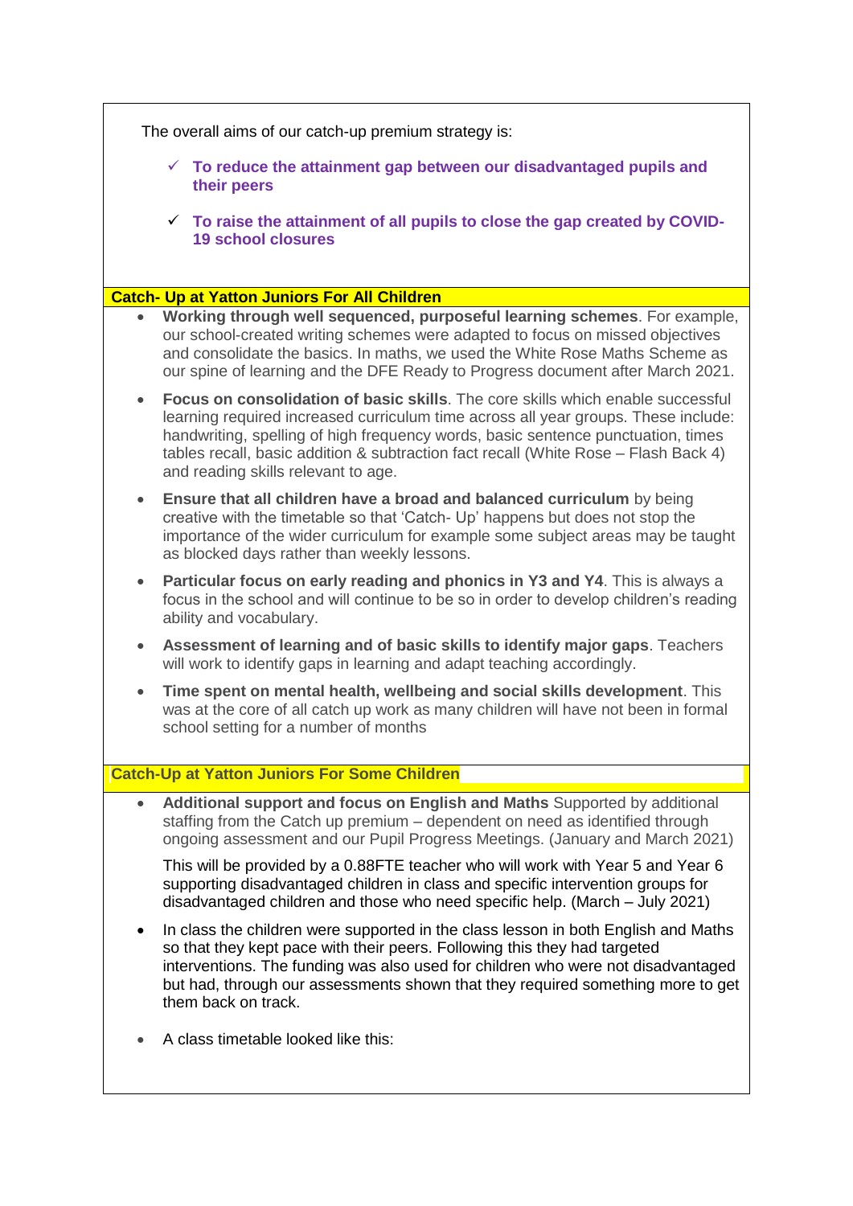The overall aims of our catch-up premium strategy is:

- ✓ **To reduce the attainment gap between our disadvantaged pupils and their peers**
- ✓ **To raise the attainment of all pupils to close the gap created by COVID-19 school closures**

## Catch- Up at Yatton Juniors For All Children

- **Working through well sequenced, purposeful learning schemes**. For example, our school-created writing schemes were adapted to focus on missed objectives and consolidate the basics. In maths, we used the White Rose Maths Scheme as our spine of learning and the DFE Ready to Progress document after March 2021.
- **Focus on consolidation of basic skills**. The core skills which enable successful learning required increased curriculum time across all year groups. These include: handwriting, spelling of high frequency words, basic sentence punctuation, times tables recall, basic addition & subtraction fact recall (White Rose – Flash Back 4) and reading skills relevant to age.
- **Ensure that all children have a broad and balanced curriculum** by being creative with the timetable so that 'Catch- Up' happens but does not stop the importance of the wider curriculum for example some subject areas may be taught as blocked days rather than weekly lessons.
- **Particular focus on early reading and phonics in Y3 and Y4**. This is always a focus in the school and will continue to be so in order to develop children's reading ability and vocabulary.
- **Assessment of learning and of basic skills to identify major gaps**. Teachers will work to identify gaps in learning and adapt teaching accordingly.
- **Time spent on mental health, wellbeing and social skills development**. This was at the core of all catch up work as many children will have not been in formal school setting for a number of months

## Catch-Up at Yatton Juniors For Some Children

- **Additional support and focus on English and Maths** Supported by additional staffing from the Catch up premium – dependent on need as identified through ongoing assessment and our Pupil Progress Meetings. (January and March 2021)

  This will be provided by a 0.88FTE teacher who will work with Year 5 and Year 6 supporting disadvantaged children in class and specific intervention groups for disadvantaged children and those who need specific help. (March – July 2021)

- In class the children were supported in the class lesson in both English and Maths so that they kept pace with their peers. Following this they had targeted interventions. The funding was also used for children who were not disadvantaged but had, through our assessments shown that they required something more to get them back on track.

- A class timetable looked like this: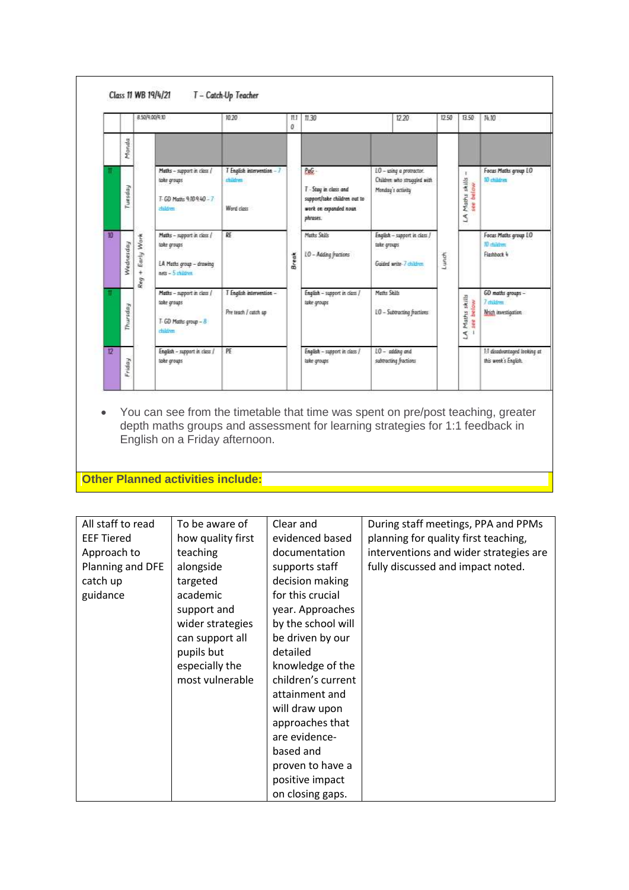**Class 11 WB 19/4/21 T – Catch-Up Teacher**

| | | | 8.50/9.00/9.10 | 10.20 | 11.10 | 11.30 | 12.20 | 12.50 | 13.50 | 14.10 |
|---|---|---|---|---|---|---|---|---|---|---|
| | Monday | Reg + Early Work | | | Break | | | Lunch | | |
| 11 | Tuesday | | Maths – support in class / take groups<br><br>T GD Maths 9.10-9.40 – 7 children | T English intervention – 7 children<br><br>Word class | | PaG -<br><br>T - Stay in class and support/take children out to work on expanded noun phrases. | LO – using a protractor. Children who struggled with Monday's activity | | LA Maths skills – see below | Focus Maths group LO 10 children |
| 10 | Wednesday | | Maths – support in class / take groups<br><br>LA Maths group – drawing nets – 5 children | RE | | Maths Skills<br><br>LO – Adding fractions | English – support in class / take groups<br><br>Guided write- 7 children | | | Focus Maths group LO 10 children<br>Flashback 4 |
| 11 | Thursday | | Maths – support in class / take groups<br><br>T GD Maths group – 8 children | T English intervention –<br><br>Pre teach / catch up | | English – support in class / take groups | Maths Skills<br><br>LO – Subtracting fractions | | LA Maths skills – see below | GD maths groups – 7 children<br>Nrich investigation |
| 12 | Friday | | English – support in class / take groups | PE | | English – support in class / take groups | LO – adding and subtracting fractions | | | 1:1 disadvantaged looking at this week's English. |

- You can see from the timetable that time was spent on pre/post teaching, greater depth maths groups and assessment for learning strategies for 1:1 feedback in English on a Friday afternoon.

**Other Planned activities include:**

| All staff to read EEF Tiered Approach to Planning and DFE catch up guidance | To be aware of how quality first teaching alongside targeted academic support and wider strategies can support all pupils but especially the most vulnerable | Clear and evidenced based documentation supports staff decision making for this crucial year. Approaches by the school will be driven by our detailed knowledge of the children's current attainment and will draw upon approaches that are evidence-based and proven to have a positive impact on closing gaps. | During staff meetings, PPA and PPMs planning for quality first teaching, interventions and wider strategies are fully discussed and impact noted. |
|---|---|---|---|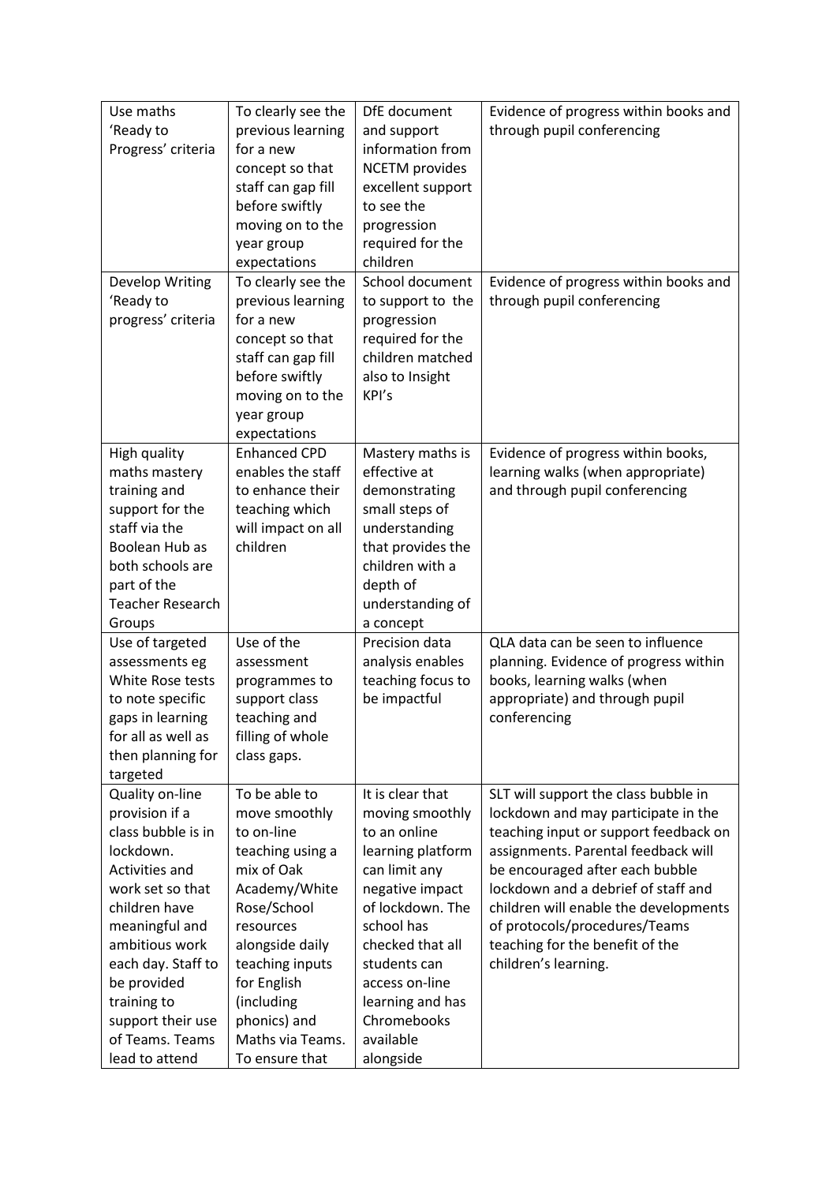| | | | |
|---|---|---|---|
| Use maths 'Ready to Progress' criteria | To clearly see the previous learning for a new concept so that staff can gap fill before swiftly moving on to the year group expectations | DfE document and support information from NCETM provides excellent support to see the progression required for the children | Evidence of progress within books and through pupil conferencing |
| Develop Writing 'Ready to progress' criteria | To clearly see the previous learning for a new concept so that staff can gap fill before swiftly moving on to the year group expectations | School document to support to the progression required for the children matched also to Insight KPI's | Evidence of progress within books and through pupil conferencing |
| High quality maths mastery training and support for the staff via the Boolean Hub as both schools are part of the Teacher Research Groups | Enhanced CPD enables the staff to enhance their teaching which will impact on all children | Mastery maths is effective at demonstrating small steps of understanding that provides the children with a depth of understanding of a concept | Evidence of progress within books, learning walks (when appropriate) and through pupil conferencing |
| Use of targeted assessments eg White Rose tests to note specific gaps in learning for all as well as then planning for targeted | Use of the assessment programmes to support class teaching and filling of whole class gaps. | Precision data analysis enables teaching focus to be impactful | QLA data can be seen to influence planning. Evidence of progress within books, learning walks (when appropriate) and through pupil conferencing |
| Quality on-line provision if a class bubble is in lockdown. Activities and work set so that children have meaningful and ambitious work each day. Staff to be provided training to support their use of Teams. Teams lead to attend | To be able to move smoothly to on-line teaching using a mix of Oak Academy/White Rose/School resources alongside daily teaching inputs for English (including phonics) and Maths via Teams. To ensure that | It is clear that moving smoothly to an online learning platform can limit any negative impact of lockdown. The school has checked that all students can access on-line learning and has Chromebooks available alongside | SLT will support the class bubble in lockdown and may participate in the teaching input or support feedback on assignments. Parental feedback will be encouraged after each bubble lockdown and a debrief of staff and children will enable the developments of protocols/procedures/Teams teaching for the benefit of the children's learning. |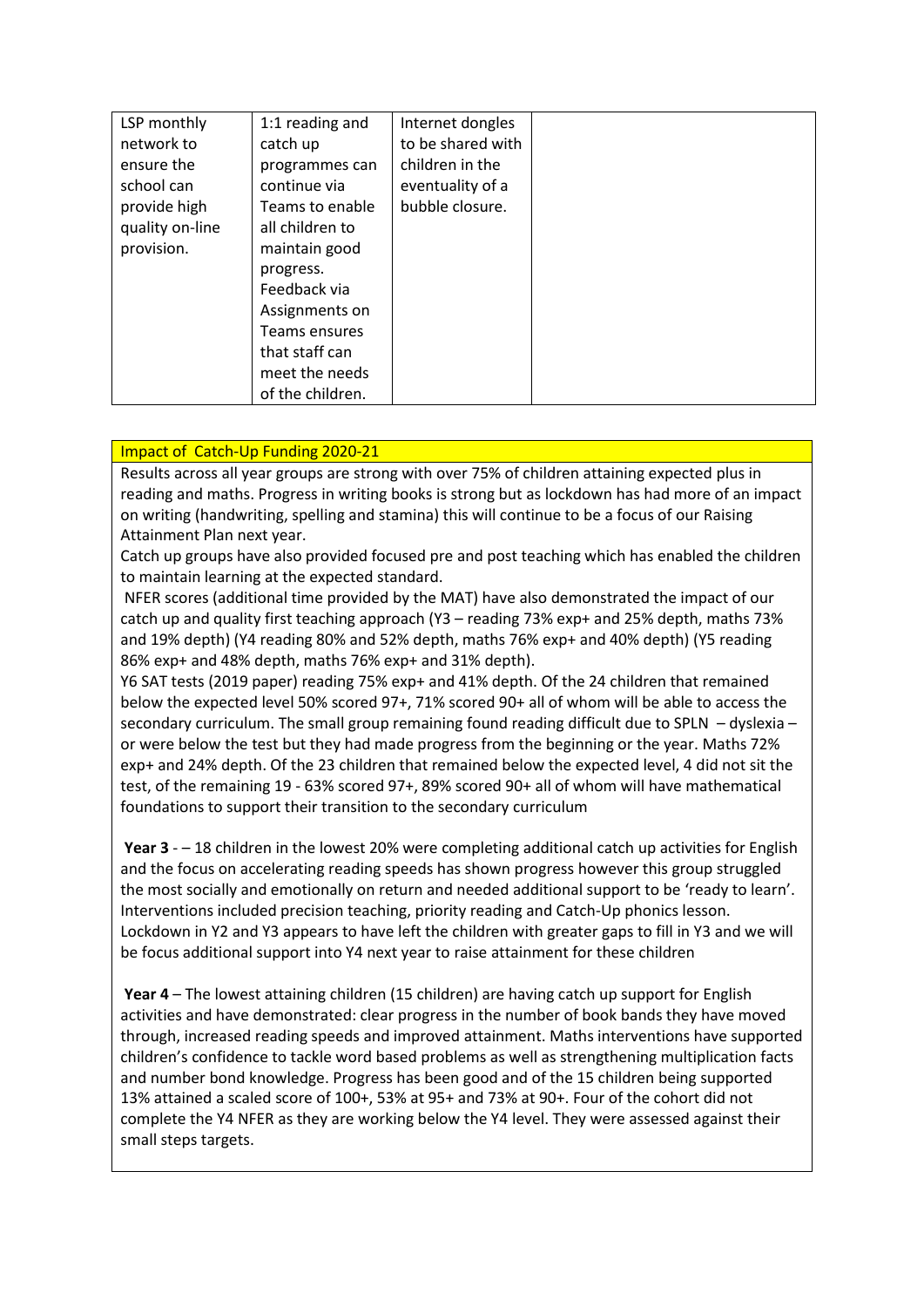| LSP monthly network to ensure the school can provide high quality on-line provision. | 1:1 reading and catch up programmes can continue via Teams to enable all children to maintain good progress. Feedback via Assignments on Teams ensures that staff can meet the needs of the children. | Internet dongles to be shared with children in the eventuality of a bubble closure. | |
|---|---|---|---|

**Impact of Catch-Up Funding 2020-21**

Results across all year groups are strong with over 75% of children attaining expected plus in reading and maths. Progress in writing books is strong but as lockdown has had more of an impact on writing (handwriting, spelling and stamina) this will continue to be a focus of our Raising Attainment Plan next year.

Catch up groups have also provided focused pre and post teaching which has enabled the children to maintain learning at the expected standard.

NFER scores (additional time provided by the MAT) have also demonstrated the impact of our catch up and quality first teaching approach (Y3 – reading 73% exp+ and 25% depth, maths 73% and 19% depth) (Y4 reading 80% and 52% depth, maths 76% exp+ and 40% depth) (Y5 reading 86% exp+ and 48% depth, maths 76% exp+ and 31% depth).

Y6 SAT tests (2019 paper) reading 75% exp+ and 41% depth. Of the 24 children that remained below the expected level 50% scored 97+, 71% scored 90+ all of whom will be able to access the secondary curriculum. The small group remaining found reading difficult due to SPLN – dyslexia – or were below the test but they had made progress from the beginning or the year. Maths 72% exp+ and 24% depth. Of the 23 children that remained below the expected level, 4 did not sit the test, of the remaining 19 - 63% scored 97+, 89% scored 90+ all of whom will have mathematical foundations to support their transition to the secondary curriculum

**Year 3** - – 18 children in the lowest 20% were completing additional catch up activities for English and the focus on accelerating reading speeds has shown progress however this group struggled the most socially and emotionally on return and needed additional support to be 'ready to learn'. Interventions included precision teaching, priority reading and Catch-Up phonics lesson. Lockdown in Y2 and Y3 appears to have left the children with greater gaps to fill in Y3 and we will be focus additional support into Y4 next year to raise attainment for these children

**Year 4** – The lowest attaining children (15 children) are having catch up support for English activities and have demonstrated: clear progress in the number of book bands they have moved through, increased reading speeds and improved attainment. Maths interventions have supported children's confidence to tackle word based problems as well as strengthening multiplication facts and number bond knowledge. Progress has been good and of the 15 children being supported 13% attained a scaled score of 100+, 53% at 95+ and 73% at 90+. Four of the cohort did not complete the Y4 NFER as they are working below the Y4 level. They were assessed against their small steps targets.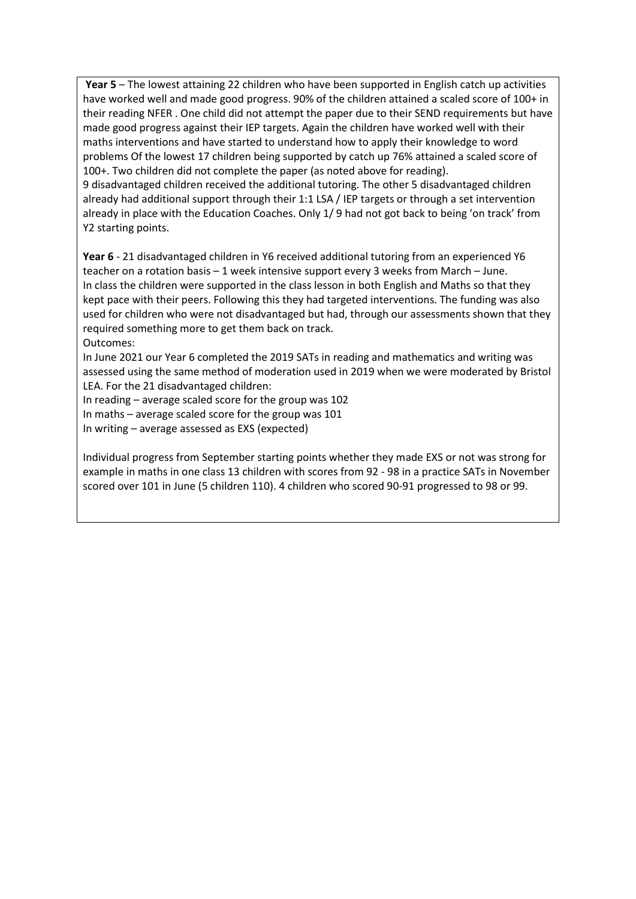**Year 5** – The lowest attaining 22 children who have been supported in English catch up activities have worked well and made good progress. 90% of the children attained a scaled score of 100+ in their reading NFER . One child did not attempt the paper due to their SEND requirements but have made good progress against their IEP targets. Again the children have worked well with their maths interventions and have started to understand how to apply their knowledge to word problems Of the lowest 17 children being supported by catch up 76% attained a scaled score of 100+. Two children did not complete the paper (as noted above for reading).
9 disadvantaged children received the additional tutoring. The other 5 disadvantaged children already had additional support through their 1:1 LSA / IEP targets or through a set intervention already in place with the Education Coaches. Only 1/ 9 had not got back to being 'on track' from Y2 starting points.

**Year 6** - 21 disadvantaged children in Y6 received additional tutoring from an experienced Y6 teacher on a rotation basis – 1 week intensive support every 3 weeks from March – June.
In class the children were supported in the class lesson in both English and Maths so that they kept pace with their peers. Following this they had targeted interventions. The funding was also used for children who were not disadvantaged but had, through our assessments shown that they required something more to get them back on track.
Outcomes:
In June 2021 our Year 6 completed the 2019 SATs in reading and mathematics and writing was assessed using the same method of moderation used in 2019 when we were moderated by Bristol LEA. For the 21 disadvantaged children:
In reading – average scaled score for the group was 102
In maths – average scaled score for the group was 101
In writing – average assessed as EXS (expected)

Individual progress from September starting points whether they made EXS or not was strong for example in maths in one class 13 children with scores from 92 - 98 in a practice SATs in November scored over 101 in June (5 children 110). 4 children who scored 90-91 progressed to 98 or 99.